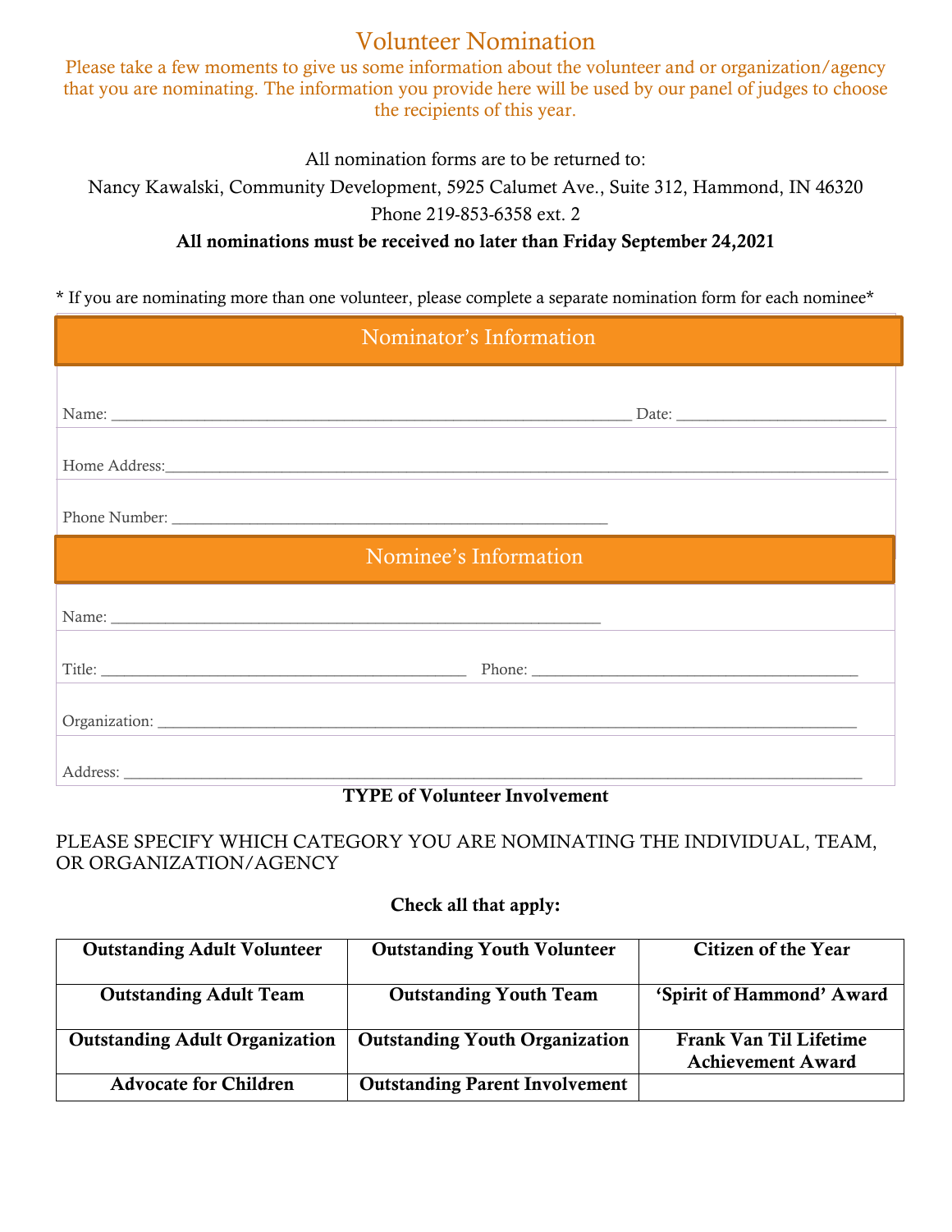# Volunteer Nomination

Please take a few moments to give us some information about the volunteer and or organization/agency that you are nominating. The information you provide here will be used by our panel of judges to choose the recipients of this year.

All nomination forms are to be returned to:

Nancy Kawalski, Community Development, 5925 Calumet Ave., Suite 312, Hammond, IN 46320

Phone 219-853-6358 ext. 2

**All nominations must be received no later than Friday September 24,2021**

* If you are nominating more than one volunteer, please complete a separate nomination form for each nominee*

## Nominator's Information

Name: ______________________________________________ Date: ____________________

Home Address:______________________________________________________________

Phone Number: ________________________________________

## Nominee's Information

Name: ______________________________________________

Title: ___________________________________ Phone: ________________________________

Organization: ______________________________________________________________

Address: __________________________________________________________________

**TYPE of Volunteer Involvement**

PLEASE SPECIFY WHICH CATEGORY YOU ARE NOMINATING THE INDIVIDUAL, TEAM, OR ORGANIZATION/AGENCY

**Check all that apply:**

| | | |
|---|---|---|
| **Outstanding Adult Volunteer** | **Outstanding Youth Volunteer** | **Citizen of the Year** |
| **Outstanding Adult Team** | **Outstanding Youth Team** | **'Spirit of Hammond' Award** |
| **Outstanding Adult Organization** | **Outstanding Youth Organization** | **Frank Van Til Lifetime Achievement Award** |
| **Advocate for Children** | **Outstanding Parent Involvement** | |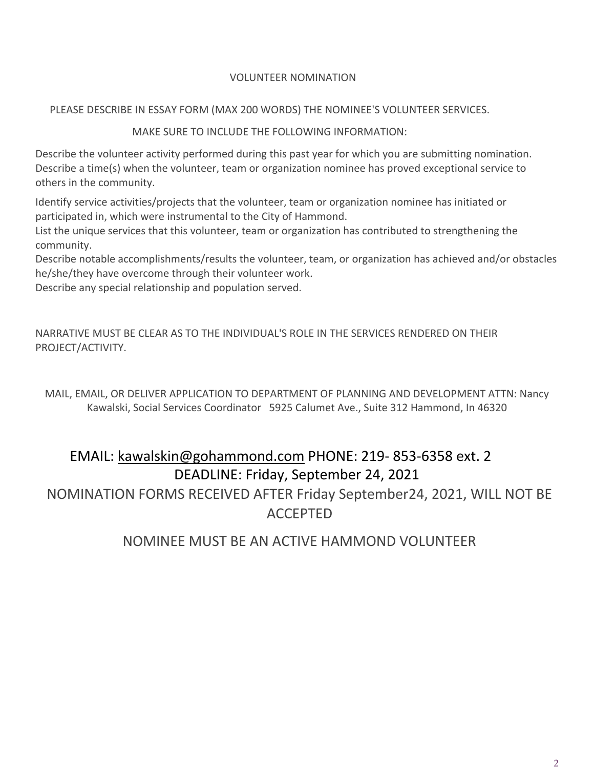## VOLUNTEER NOMINATION

PLEASE DESCRIBE IN ESSAY FORM (MAX 200 WORDS) THE NOMINEE'S VOLUNTEER SERVICES.

MAKE SURE TO INCLUDE THE FOLLOWING INFORMATION:

Describe the volunteer activity performed during this past year for which you are submitting nomination.
Describe a time(s) when the volunteer, team or organization nominee has proved exceptional service to others in the community.

Identify service activities/projects that the volunteer, team or organization nominee has initiated or participated in, which were instrumental to the City of Hammond.
List the unique services that this volunteer, team or organization has contributed to strengthening the community.
Describe notable accomplishments/results the volunteer, team, or organization has achieved and/or obstacles he/she/they have overcome through their volunteer work.
Describe any special relationship and population served.

NARRATIVE MUST BE CLEAR AS TO THE INDIVIDUAL'S ROLE IN THE SERVICES RENDERED ON THEIR PROJECT/ACTIVITY.

MAIL, EMAIL, OR DELIVER APPLICATION TO DEPARTMENT OF PLANNING AND DEVELOPMENT ATTN: Nancy Kawalski, Social Services Coordinator 5925 Calumet Ave., Suite 312 Hammond, In 46320

EMAIL: kawalskin@gohammond.com PHONE: 219- 853-6358 ext. 2
DEADLINE: Friday, September 24, 2021
NOMINATION FORMS RECEIVED AFTER Friday September24, 2021, WILL NOT BE ACCEPTED

NOMINEE MUST BE AN ACTIVE HAMMOND VOLUNTEER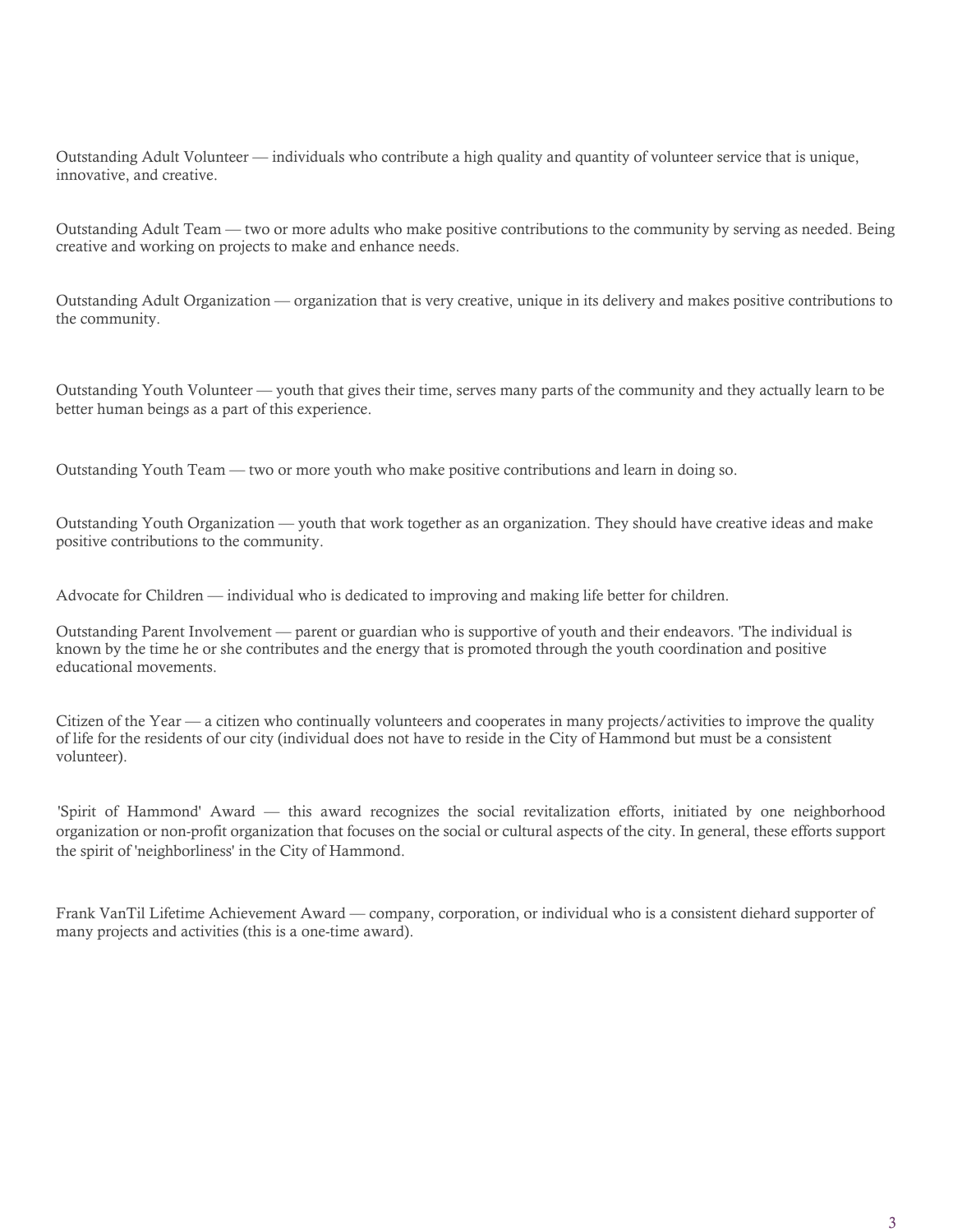Outstanding Adult Volunteer — individuals who contribute a high quality and quantity of volunteer service that is unique, innovative, and creative.

Outstanding Adult Team — two or more adults who make positive contributions to the community by serving as needed. Being creative and working on projects to make and enhance needs.

Outstanding Adult Organization — organization that is very creative, unique in its delivery and makes positive contributions to the community.

Outstanding Youth Volunteer — youth that gives their time, serves many parts of the community and they actually learn to be better human beings as a part of this experience.

Outstanding Youth Team — two or more youth who make positive contributions and learn in doing so.

Outstanding Youth Organization — youth that work together as an organization. They should have creative ideas and make positive contributions to the community.

Advocate for Children — individual who is dedicated to improving and making life better for children.

Outstanding Parent Involvement — parent or guardian who is supportive of youth and their endeavors. 'The individual is known by the time he or she contributes and the energy that is promoted through the youth coordination and positive educational movements.

Citizen of the Year — a citizen who continually volunteers and cooperates in many projects/activities to improve the quality of life for the residents of our city (individual does not have to reside in the City of Hammond but must be a consistent volunteer).

'Spirit of Hammond' Award — this award recognizes the social revitalization efforts, initiated by one neighborhood organization or non-profit organization that focuses on the social or cultural aspects of the city. In general, these efforts support the spirit of 'neighborliness' in the City of Hammond.

Frank VanTil Lifetime Achievement Award — company, corporation, or individual who is a consistent diehard supporter of many projects and activities (this is a one-time award).